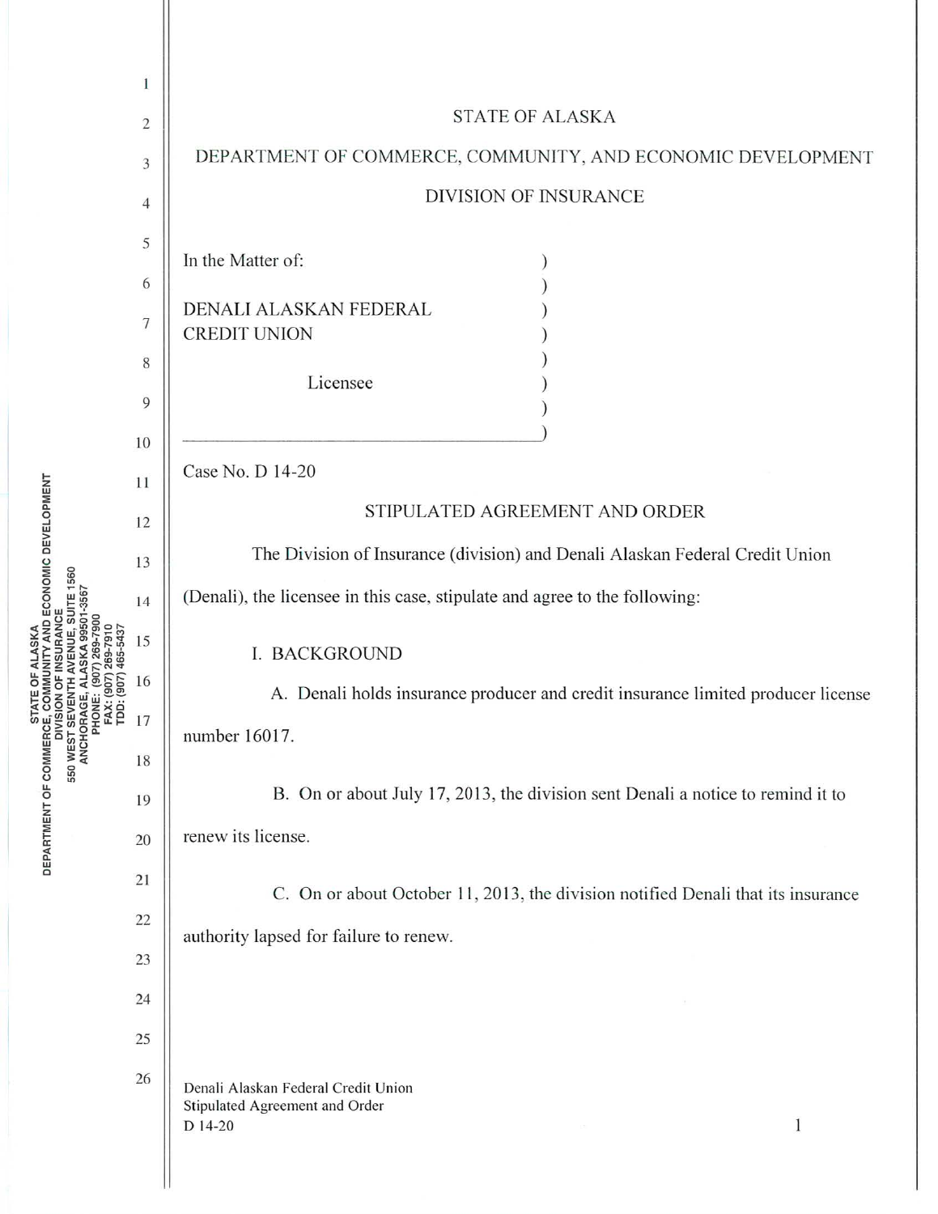STATE OF ALASKA

DEPARTMENT OF COMMERCE, COMMUNITY, AND ECONOMIC DEVELOPMENT

DIVISION OF INSURANCE

In the Matter of:

DENALI ALASKAN FEDERAL CREDIT UNION

Licensee

Case No. D 14-20

## STIPULATED AGREEMENT AND ORDER

The Division of Insurance (division) and Denali Alaskan Federal Credit Union (Denali), the licensee in this case, stipulate and agree to the following:

### I. BACKGROUND

A. Denali holds insurance producer and credit insurance limited producer license number 16017.

B. On or about July 17, 2013, the division sent Denali a notice to remind it to renew its license.

C. On or about October 11, 2013, the division notified Denali that its insurance authority lapsed for failure to renew.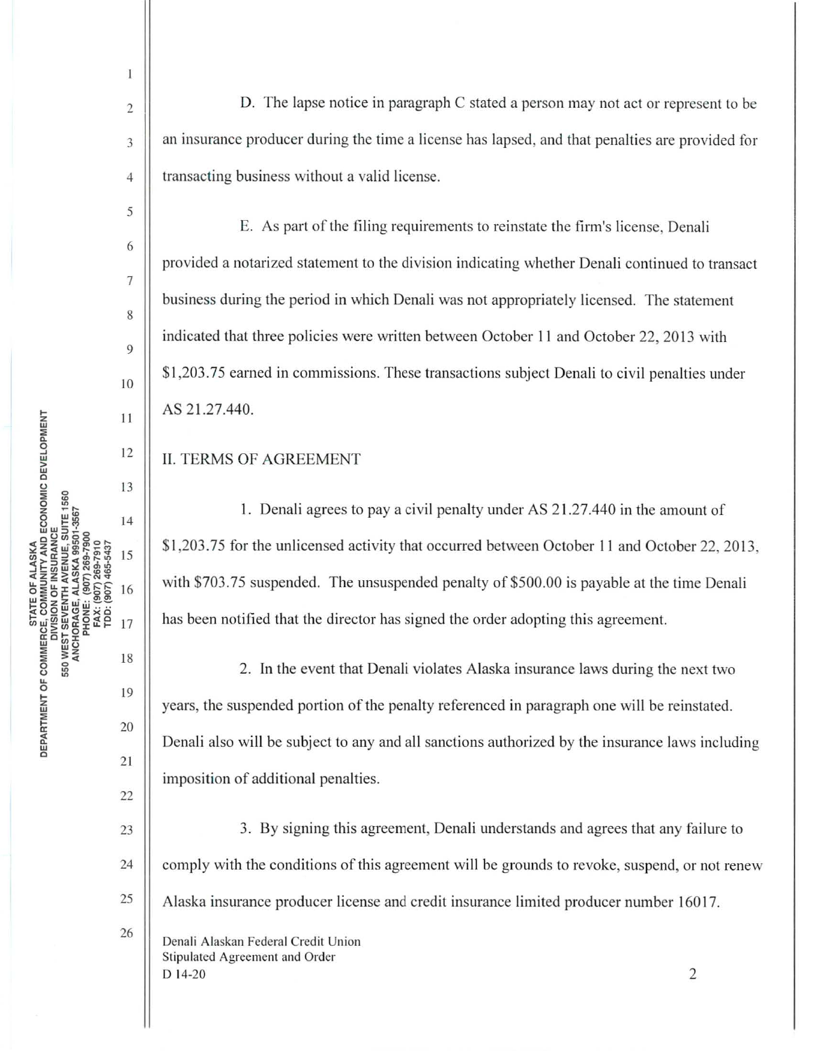D. The lapse notice in paragraph C stated a person may not act or represent to be an insurance producer during the time a license has lapsed, and that penalties are provided for transacting business without a valid license.

E. As part of the filing requirements to reinstate the firm's license, Denali provided a notarized statement to the division indicating whether Denali continued to transact business during the period in which Denali was not appropriately licensed. The statement indicated that three policies were written between October 11 and October 22, 2013 with $1,203.75 earned in commissions. These transactions subject Denali to civil penalties under AS 21.27.440.

## II. TERMS OF AGREEMENT

1. Denali agrees to pay a civil penalty under AS 21.27.440 in the amount of $1,203.75 for the unlicensed activity that occurred between October 11 and October 22, 2013, with $703.75 suspended. The unsuspended penalty of $500.00 is payable at the time Denali has been notified that the director has signed the order adopting this agreement.

2. In the event that Denali violates Alaska insurance laws during the next two years, the suspended portion of the penalty referenced in paragraph one will be reinstated. Denali also will be subject to any and all sanctions authorized by the insurance laws including imposition of additional penalties.

3. By signing this agreement, Denali understands and agrees that any failure to comply with the conditions of this agreement will be grounds to revoke, suspend, or not renew Alaska insurance producer license and credit insurance limited producer number 16017.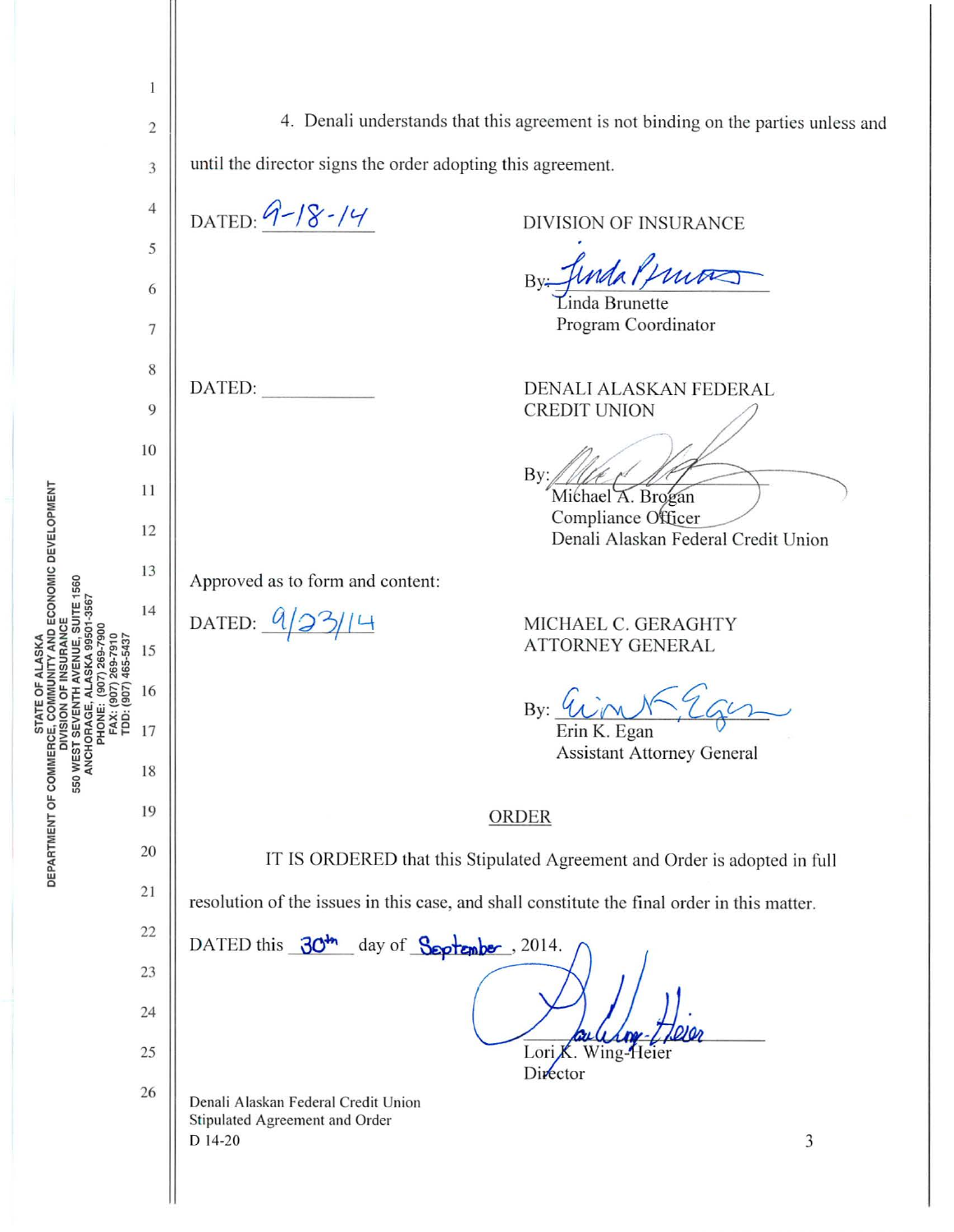4. Denali understands that this agreement is not binding on the parties unless and until the director signs the order adopting this agreement.

DATED: 9-18-14

DIVISION OF INSURANCE

By: Linda Brunette
Linda Brunette
Program Coordinator

DATED: ___________

DENALI ALASKAN FEDERAL CREDIT UNION

By: Michael A. Brogan
Michael A. Brogan
Compliance Officer
Denali Alaskan Federal Credit Union

Approved as to form and content:

DATED: 9/23/14

MICHAEL C. GERAGHTY
ATTORNEY GENERAL

By: Erin K. Egan
Erin K. Egan
Assistant Attorney General

## ORDER

IT IS ORDERED that this Stipulated Agreement and Order is adopted in full resolution of the issues in this case, and shall constitute the final order in this matter.

DATED this 30th day of September, 2014.

Lori K. Wing-Heier
Director

Denali Alaskan Federal Credit Union
Stipulated Agreement and Order
D 14-20